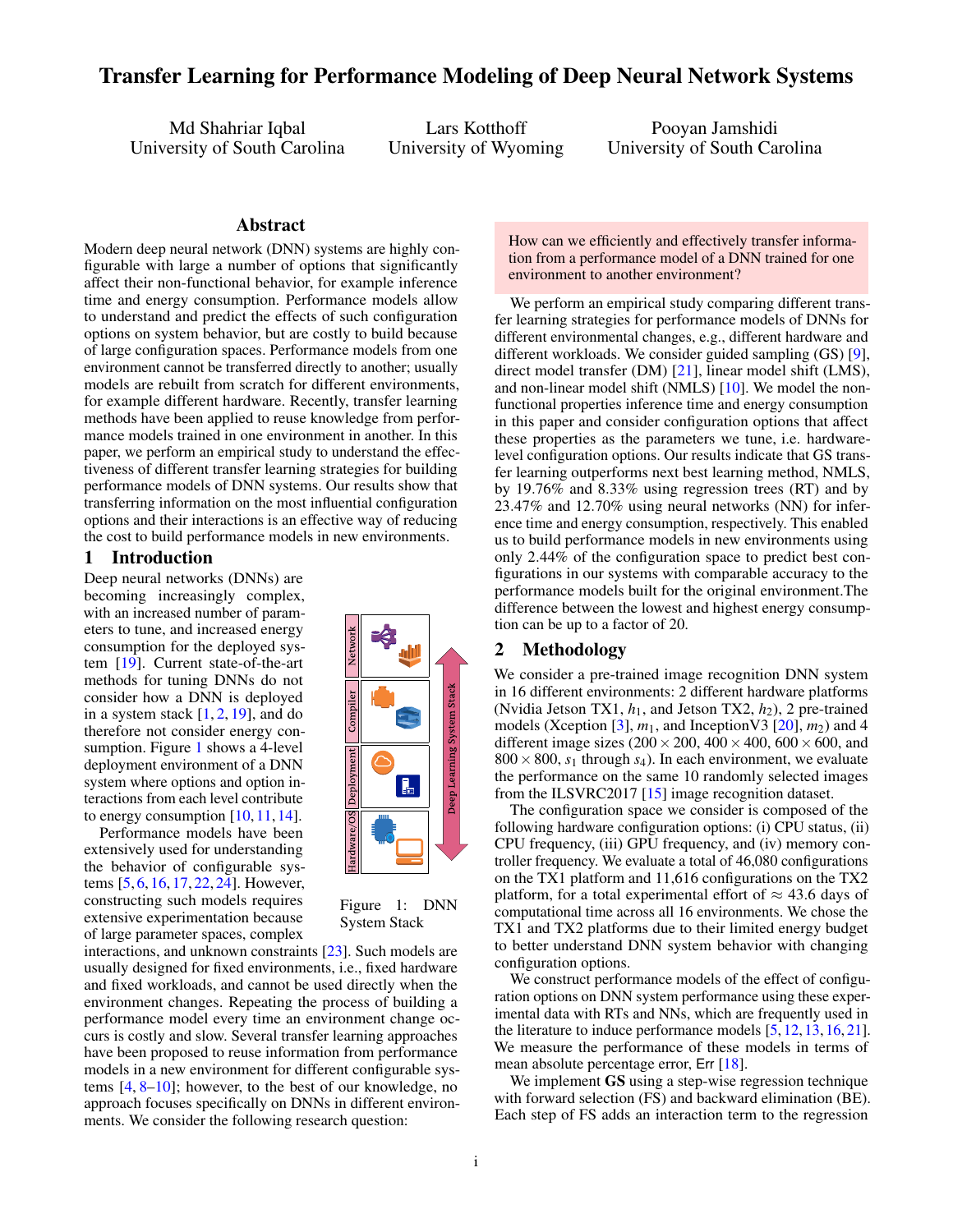# Transfer Learning for Performance Modeling of Deep Neural Network Systems

Md Shahriar Iqbal
University of South Carolina

Lars Kotthoff
University of Wyoming

Pooyan Jamshidi
University of South Carolina

## Abstract

Modern deep neural network (DNN) systems are highly configurable with large a number of options that significantly affect their non-functional behavior, for example inference time and energy consumption. Performance models allow to understand and predict the effects of such configuration options on system behavior, but are costly to build because of large configuration spaces. Performance models from one environment cannot be transferred directly to another; usually models are rebuilt from scratch for different environments, for example different hardware. Recently, transfer learning methods have been applied to reuse knowledge from performance models trained in one environment in another. In this paper, we perform an empirical study to understand the effectiveness of different transfer learning strategies for building performance models of DNN systems. Our results show that transferring information on the most influential configuration options and their interactions is an effective way of reducing the cost to build performance models in new environments.

## 1 Introduction

Deep neural networks (DNNs) are becoming increasingly complex, with an increased number of parameters to tune, and increased energy consumption for the deployed system [19]. Current state-of-the-art methods for tuning DNNs do not consider how a DNN is deployed in a system stack [1, 2, 19], and do therefore not consider energy consumption. Figure 1 shows a 4-level deployment environment of a DNN system where options and option interactions from each level contribute to energy consumption [10, 11, 14].

Figure 1: DNN System Stack

Performance models have been extensively used for understanding the behavior of configurable systems [5, 6, 16, 17, 22, 24]. However, constructing such models requires extensive experimentation because of large parameter spaces, complex interactions, and unknown constraints [23]. Such models are usually designed for fixed environments, i.e., fixed hardware and fixed workloads, and cannot be used directly when the environment changes. Repeating the process of building a performance model every time an environment change occurs is costly and slow. Several transfer learning approaches have been proposed to reuse information from performance models in a new environment for different configurable systems [4, 8–10]; however, to the best of our knowledge, no approach focuses specifically on DNNs in different environments. We consider the following research question:

> How can we efficiently and effectively transfer information from a performance model of a DNN trained for one environment to another environment?

We perform an empirical study comparing different transfer learning strategies for performance models of DNNs for different environmental changes, e.g., different hardware and different workloads. We consider guided sampling (GS) [9], direct model transfer (DM) [21], linear model shift (LMS), and non-linear model shift (NMLS) [10]. We model the non-functional properties inference time and energy consumption in this paper and consider configuration options that affect these properties as the parameters we tune, i.e. hardware-level configuration options. Our results indicate that GS transfer learning outperforms next best learning method, NMLS, by 19.76% and 8.33% using regression trees (RT) and by 23.47% and 12.70% using neural networks (NN) for inference time and energy consumption, respectively. This enabled us to build performance models in new environments using only 2.44% of the configuration space to predict best configurations in our systems with comparable accuracy to the performance models built for the original environment.The difference between the lowest and highest energy consumption can be up to a factor of 20.

## 2 Methodology

We consider a pre-trained image recognition DNN system in 16 different environments: 2 different hardware platforms (Nvidia Jetson TX1, $h_1$, and Jetson TX2, $h_2$), 2 pre-trained models (Xception [3], $m_1$, and InceptionV3 [20], $m_2$) and 4 different image sizes ($200 \times 200$, $400 \times 400$, $600 \times 600$, and $800 \times 800$, $s_1$ through $s_4$). In each environment, we evaluate the performance on the same 10 randomly selected images from the ILSVRC2017 [15] image recognition dataset.

The configuration space we consider is composed of the following hardware configuration options: (i) CPU status, (ii) CPU frequency, (iii) GPU frequency, and (iv) memory controller frequency. We evaluate a total of 46,080 configurations on the TX1 platform and 11,616 configurations on the TX2 platform, for a total experimental effort of $\approx$ 43.6 days of computational time across all 16 environments. We chose the TX1 and TX2 platforms due to their limited energy budget to better understand DNN system behavior with changing configuration options.

We construct performance models of the effect of configuration options on DNN system performance using these experimental data with RTs and NNs, which are frequently used in the literature to induce performance models [5, 12, 13, 16, 21]. We measure the performance of these models in terms of mean absolute percentage error, Err [18].

We implement **GS** using a step-wise regression technique with forward selection (FS) and backward elimination (BE). Each step of FS adds an interaction term to the regression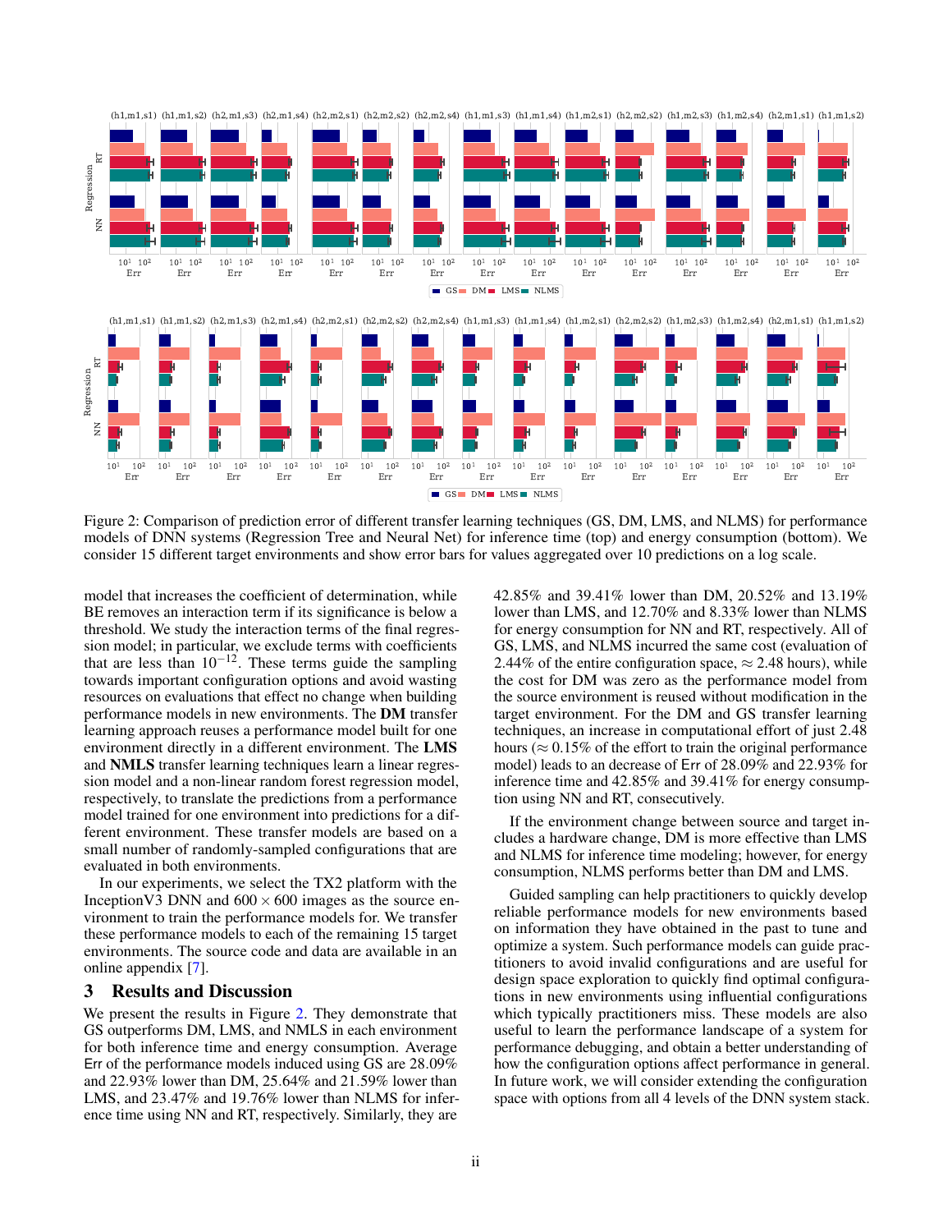Figure 2: Comparison of prediction error of different transfer learning techniques (GS, DM, LMS, and NLMS) for performance models of DNN systems (Regression Tree and Neural Net) for inference time (top) and energy consumption (bottom). We consider 15 different target environments and show error bars for values aggregated over 10 predictions on a log scale.

model that increases the coefficient of determination, while BE removes an interaction term if its significance is below a threshold. We study the interaction terms of the final regression model; in particular, we exclude terms with coefficients that are less than $10^{-12}$. These terms guide the sampling towards important configuration options and avoid wasting resources on evaluations that effect no change when building performance models in new environments. The **DM** transfer learning approach reuses a performance model built for one environment directly in a different environment. The **LMS** and **NMLS** transfer learning techniques learn a linear regression model and a non-linear random forest regression model, respectively, to translate the predictions from a performance model trained for one environment into predictions for a different environment. These transfer models are based on a small number of randomly-sampled configurations that are evaluated in both environments.

In our experiments, we select the TX2 platform with the InceptionV3 DNN and $600 \times 600$ images as the source environment to train the performance models for. We transfer these performance models to each of the remaining 15 target environments. The source code and data are available in an online appendix [7].

## 3 Results and Discussion

We present the results in Figure 2. They demonstrate that GS outperforms DM, LMS, and NMLS in each environment for both inference time and energy consumption. Average Err of the performance models induced using GS are 28.09% and 22.93% lower than DM, 25.64% and 21.59% lower than LMS, and 23.47% and 19.76% lower than NLMS for inference time using NN and RT, respectively. Similarly, they are 42.85% and 39.41% lower than DM, 20.52% and 13.19% lower than LMS, and 12.70% and 8.33% lower than NLMS for energy consumption for NN and RT, respectively. All of GS, LMS, and NLMS incurred the same cost (evaluation of 2.44% of the entire configuration space, $\approx$ 2.48 hours), while the cost for DM was zero as the performance model from the source environment is reused without modification in the target environment. For the DM and GS transfer learning techniques, an increase in computational effort of just 2.48 hours ($\approx$ 0.15% of the effort to train the original performance model) leads to an decrease of Err of 28.09% and 22.93% for inference time and 42.85% and 39.41% for energy consumption using NN and RT, consecutively.

If the environment change between source and target includes a hardware change, DM is more effective than LMS and NLMS for inference time modeling; however, for energy consumption, NLMS performs better than DM and LMS.

Guided sampling can help practitioners to quickly develop reliable performance models for new environments based on information they have obtained in the past to tune and optimize a system. Such performance models can guide practitioners to avoid invalid configurations and are useful for design space exploration to quickly find optimal configurations in new environments using influential configurations which typically practitioners miss. These models are also useful to learn the performance landscape of a system for performance debugging, and obtain a better understanding of how the configuration options affect performance in general. In future work, we will consider extending the configuration space with options from all 4 levels of the DNN system stack.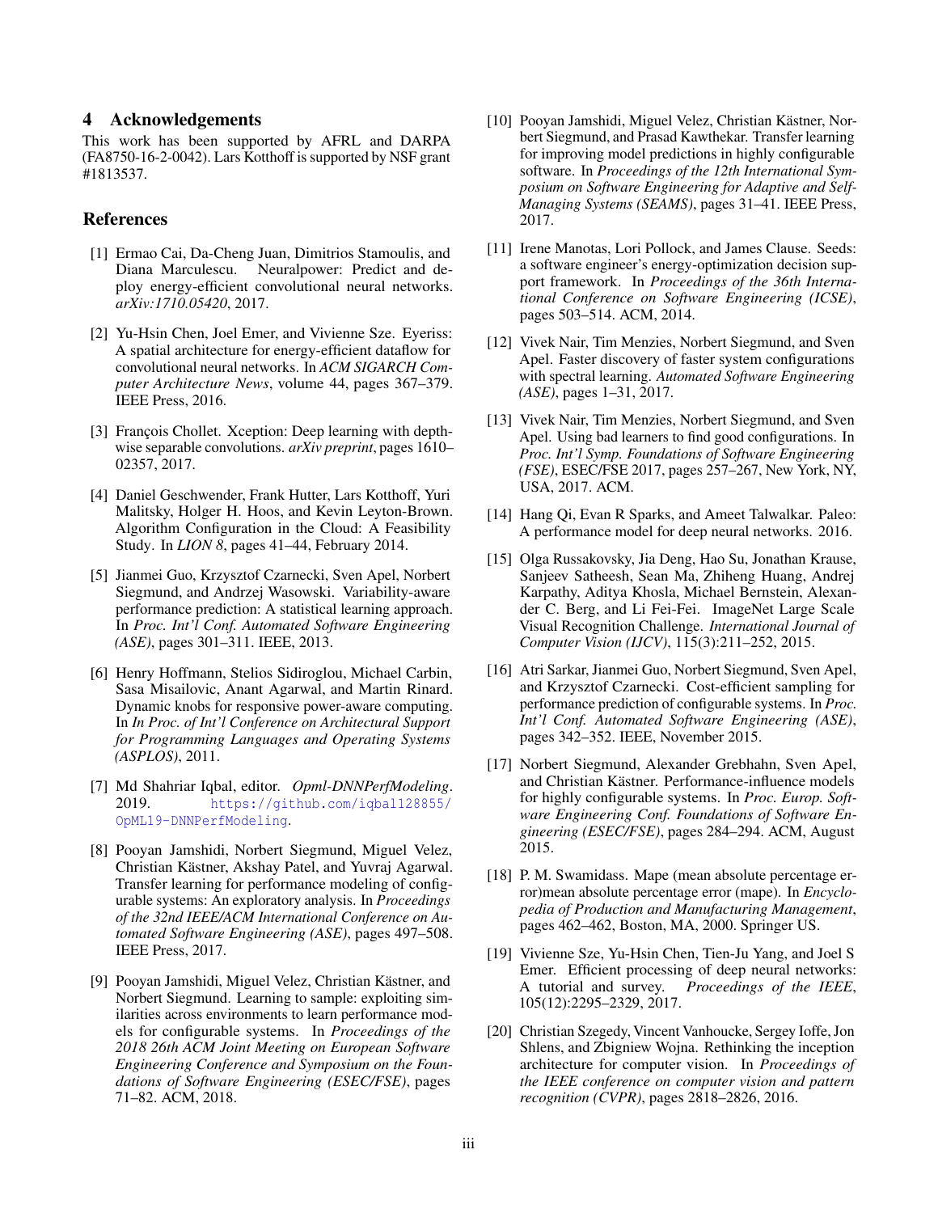## 4 Acknowledgements

This work has been supported by AFRL and DARPA (FA8750-16-2-0042). Lars Kotthoff is supported by NSF grant #1813537.

## References

[1] Ermao Cai, Da-Cheng Juan, Dimitrios Stamoulis, and Diana Marculescu. Neuralpower: Predict and deploy energy-efficient convolutional neural networks. *arXiv:1710.05420*, 2017.

[2] Yu-Hsin Chen, Joel Emer, and Vivienne Sze. Eyeriss: A spatial architecture for energy-efficient dataflow for convolutional neural networks. In *ACM SIGARCH Computer Architecture News*, volume 44, pages 367–379. IEEE Press, 2016.

[3] François Chollet. Xception: Deep learning with depthwise separable convolutions. *arXiv preprint*, pages 1610–02357, 2017.

[4] Daniel Geschwender, Frank Hutter, Lars Kotthoff, Yuri Malitsky, Holger H. Hoos, and Kevin Leyton-Brown. Algorithm Configuration in the Cloud: A Feasibility Study. In *LION 8*, pages 41–44, February 2014.

[5] Jianmei Guo, Krzysztof Czarnecki, Sven Apel, Norbert Siegmund, and Andrzej Wasowski. Variability-aware performance prediction: A statistical learning approach. In *Proc. Int'l Conf. Automated Software Engineering (ASE)*, pages 301–311. IEEE, 2013.

[6] Henry Hoffmann, Stelios Sidiroglou, Michael Carbin, Sasa Misailovic, Anant Agarwal, and Martin Rinard. Dynamic knobs for responsive power-aware computing. In *In Proc. of Int'l Conference on Architectural Support for Programming Languages and Operating Systems (ASPLOS)*, 2011.

[7] Md Shahriar Iqbal, editor. *Opml-DNNPerfModeling*. 2019. https://github.com/iqbal128855/OpML19-DNNPerfModeling.

[8] Pooyan Jamshidi, Norbert Siegmund, Miguel Velez, Christian Kästner, Akshay Patel, and Yuvraj Agarwal. Transfer learning for performance modeling of configurable systems: An exploratory analysis. In *Proceedings of the 32nd IEEE/ACM International Conference on Automated Software Engineering (ASE)*, pages 497–508. IEEE Press, 2017.

[9] Pooyan Jamshidi, Miguel Velez, Christian Kästner, and Norbert Siegmund. Learning to sample: exploiting similarities across environments to learn performance models for configurable systems. In *Proceedings of the 2018 26th ACM Joint Meeting on European Software Engineering Conference and Symposium on the Foundations of Software Engineering (ESEC/FSE)*, pages 71–82. ACM, 2018.

[10] Pooyan Jamshidi, Miguel Velez, Christian Kästner, Norbert Siegmund, and Prasad Kawthekar. Transfer learning for improving model predictions in highly configurable software. In *Proceedings of the 12th International Symposium on Software Engineering for Adaptive and Self-Managing Systems (SEAMS)*, pages 31–41. IEEE Press, 2017.

[11] Irene Manotas, Lori Pollock, and James Clause. Seeds: a software engineer's energy-optimization decision support framework. In *Proceedings of the 36th International Conference on Software Engineering (ICSE)*, pages 503–514. ACM, 2014.

[12] Vivek Nair, Tim Menzies, Norbert Siegmund, and Sven Apel. Faster discovery of faster system configurations with spectral learning. *Automated Software Engineering (ASE)*, pages 1–31, 2017.

[13] Vivek Nair, Tim Menzies, Norbert Siegmund, and Sven Apel. Using bad learners to find good configurations. In *Proc. Int'l Symp. Foundations of Software Engineering (FSE)*, ESEC/FSE 2017, pages 257–267, New York, NY, USA, 2017. ACM.

[14] Hang Qi, Evan R Sparks, and Ameet Talwalkar. Paleo: A performance model for deep neural networks. 2016.

[15] Olga Russakovsky, Jia Deng, Hao Su, Jonathan Krause, Sanjeev Satheesh, Sean Ma, Zhiheng Huang, Andrej Karpathy, Aditya Khosla, Michael Bernstein, Alexander C. Berg, and Li Fei-Fei. ImageNet Large Scale Visual Recognition Challenge. *International Journal of Computer Vision (IJCV)*, 115(3):211–252, 2015.

[16] Atri Sarkar, Jianmei Guo, Norbert Siegmund, Sven Apel, and Krzysztof Czarnecki. Cost-efficient sampling for performance prediction of configurable systems. In *Proc. Int'l Conf. Automated Software Engineering (ASE)*, pages 342–352. IEEE, November 2015.

[17] Norbert Siegmund, Alexander Grebhahn, Sven Apel, and Christian Kästner. Performance-influence models for highly configurable systems. In *Proc. Europ. Software Engineering Conf. Foundations of Software Engineering (ESEC/FSE)*, pages 284–294. ACM, August 2015.

[18] P. M. Swamidass. Mape (mean absolute percentage error)mean absolute percentage error (mape). In *Encyclopedia of Production and Manufacturing Management*, pages 462–462, Boston, MA, 2000. Springer US.

[19] Vivienne Sze, Yu-Hsin Chen, Tien-Ju Yang, and Joel S Emer. Efficient processing of deep neural networks: A tutorial and survey. *Proceedings of the IEEE*, 105(12):2295–2329, 2017.

[20] Christian Szegedy, Vincent Vanhoucke, Sergey Ioffe, Jon Shlens, and Zbigniew Wojna. Rethinking the inception architecture for computer vision. In *Proceedings of the IEEE conference on computer vision and pattern recognition (CVPR)*, pages 2818–2826, 2016.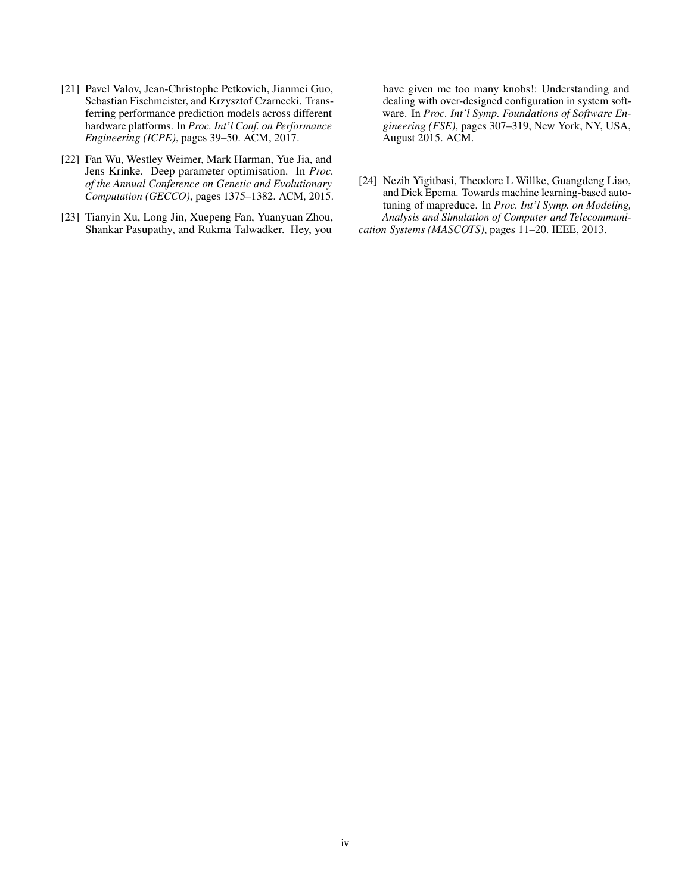[21] Pavel Valov, Jean-Christophe Petkovich, Jianmei Guo, Sebastian Fischmeister, and Krzysztof Czarnecki. Transferring performance prediction models across different hardware platforms. In *Proc. Int'l Conf. on Performance Engineering (ICPE)*, pages 39–50. ACM, 2017.

[22] Fan Wu, Westley Weimer, Mark Harman, Yue Jia, and Jens Krinke. Deep parameter optimisation. In *Proc. of the Annual Conference on Genetic and Evolutionary Computation (GECCO)*, pages 1375–1382. ACM, 2015.

[23] Tianyin Xu, Long Jin, Xuepeng Fan, Yuanyuan Zhou, Shankar Pasupathy, and Rukma Talwadker. Hey, you have given me too many knobs!: Understanding and dealing with over-designed configuration in system software. In *Proc. Int'l Symp. Foundations of Software Engineering (FSE)*, pages 307–319, New York, NY, USA, August 2015. ACM.

[24] Nezih Yigitbasi, Theodore L Willke, Guangdeng Liao, and Dick Epema. Towards machine learning-based autotuning of mapreduce. In *Proc. Int'l Symp. on Modeling, Analysis and Simulation of Computer and Telecommunication Systems (MASCOTS)*, pages 11–20. IEEE, 2013.